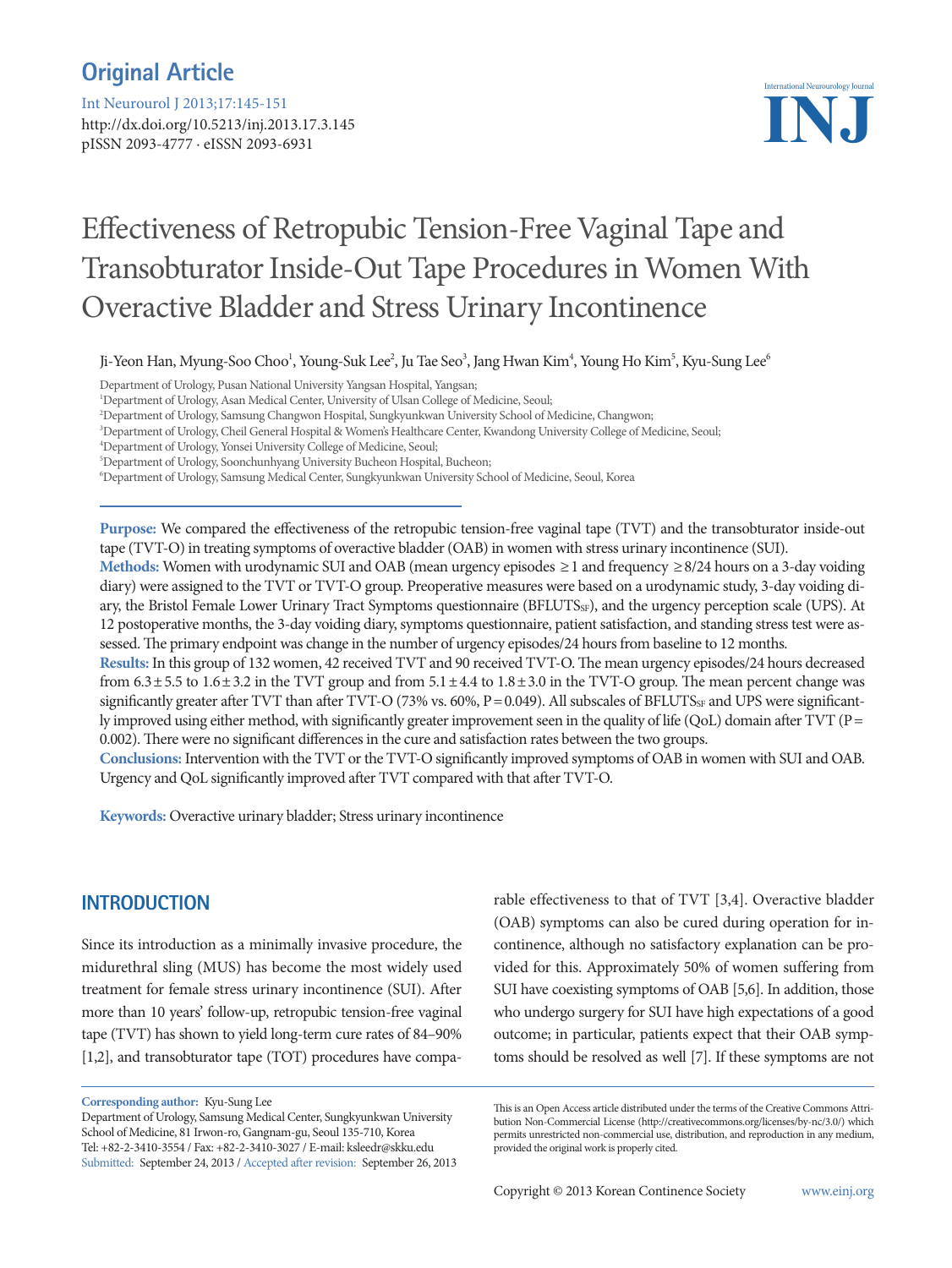Original Article

Int Neurourol J 2013;17:145-151
http://dx.doi.org/10.5213/inj.2013.17.3.145
pISSN 2093-4777 · eISSN 2093-6931

# Effectiveness of Retropubic Tension-Free Vaginal Tape and Transobturator Inside-Out Tape Procedures in Women With Overactive Bladder and Stress Urinary Incontinence

Ji-Yeon Han, Myung-Soo Choo[1], Young-Suk Lee[2], Ju Tae Seo[3], Jang Hwan Kim[4], Young Ho Kim[5], Kyu-Sung Lee[6]

Department of Urology, Pusan National University Yangsan Hospital, Yangsan;
[1]Department of Urology, Asan Medical Center, University of Ulsan College of Medicine, Seoul;
[2]Department of Urology, Samsung Changwon Hospital, Sungkyunkwan University School of Medicine, Changwon;
[3]Department of Urology, Cheil General Hospital & Women's Healthcare Center, Kwandong University College of Medicine, Seoul;
[4]Department of Urology, Yonsei University College of Medicine, Seoul;
[5]Department of Urology, Soonchunhyang University Bucheon Hospital, Bucheon;
[6]Department of Urology, Samsung Medical Center, Sungkyunkwan University School of Medicine, Seoul, Korea

**Purpose:** We compared the effectiveness of the retropubic tension-free vaginal tape (TVT) and the transobturator inside-out tape (TVT-O) in treating symptoms of overactive bladder (OAB) in women with stress urinary incontinence (SUI).
**Methods:** Women with urodynamic SUI and OAB (mean urgency episodes ≥1 and frequency ≥8/24 hours on a 3-day voiding diary) were assigned to the TVT or TVT-O group. Preoperative measures were based on a urodynamic study, 3-day voiding diary, the Bristol Female Lower Urinary Tract Symptoms questionnaire ($BFLUTS_{SF}$), and the urgency perception scale (UPS). At 12 postoperative months, the 3-day voiding diary, symptoms questionnaire, patient satisfaction, and standing stress test were assessed. The primary endpoint was change in the number of urgency episodes/24 hours from baseline to 12 months.
**Results:** In this group of 132 women, 42 received TVT and 90 received TVT-O. The mean urgency episodes/24 hours decreased from 6.3±5.5 to 1.6±3.2 in the TVT group and from 5.1±4.4 to 1.8±3.0 in the TVT-O group. The mean percent change was significantly greater after TVT than after TVT-O (73% vs. 60%, P=0.049). All subscales of $BFLUTS_{SF}$ and UPS were significantly improved using either method, with significantly greater improvement seen in the quality of life (QoL) domain after TVT (P=0.002). There were no significant differences in the cure and satisfaction rates between the two groups.
**Conclusions:** Intervention with the TVT or the TVT-O significantly improved symptoms of OAB in women with SUI and OAB. Urgency and QoL significantly improved after TVT compared with that after TVT-O.

**Keywords:** Overactive urinary bladder; Stress urinary incontinence

## INTRODUCTION

Since its introduction as a minimally invasive procedure, the midurethral sling (MUS) has become the most widely used treatment for female stress urinary incontinence (SUI). After more than 10 years' follow-up, retropubic tension-free vaginal tape (TVT) has shown to yield long-term cure rates of 84–90% [1,2], and transobturator tape (TOT) procedures have comparable effectiveness to that of TVT [3,4]. Overactive bladder (OAB) symptoms can also be cured during operation for incontinence, although no satisfactory explanation can be provided for this. Approximately 50% of women suffering from SUI have coexisting symptoms of OAB [5,6]. In addition, those who undergo surgery for SUI have high expectations of a good outcome; in particular, patients expect that their OAB symptoms should be resolved as well [7]. If these symptoms are not

**Corresponding author:** Kyu-Sung Lee
Department of Urology, Samsung Medical Center, Sungkyunkwan University School of Medicine, 81 Irwon-ro, Gangnam-gu, Seoul 135-710, Korea
Tel: +82-2-3410-3554 / Fax: +82-2-3410-3027 / E-mail: ksleedr@skku.edu
Submitted: September 24, 2013 / Accepted after revision: September 26, 2013

This is an Open Access article distributed under the terms of the Creative Commons Attribution Non-Commercial License (http://creativecommons.org/licenses/by-nc/3.0/) which permits unrestricted non-commercial use, distribution, and reproduction in any medium, provided the original work is properly cited.

Copyright © 2013 Korean Continence Society www.einj.org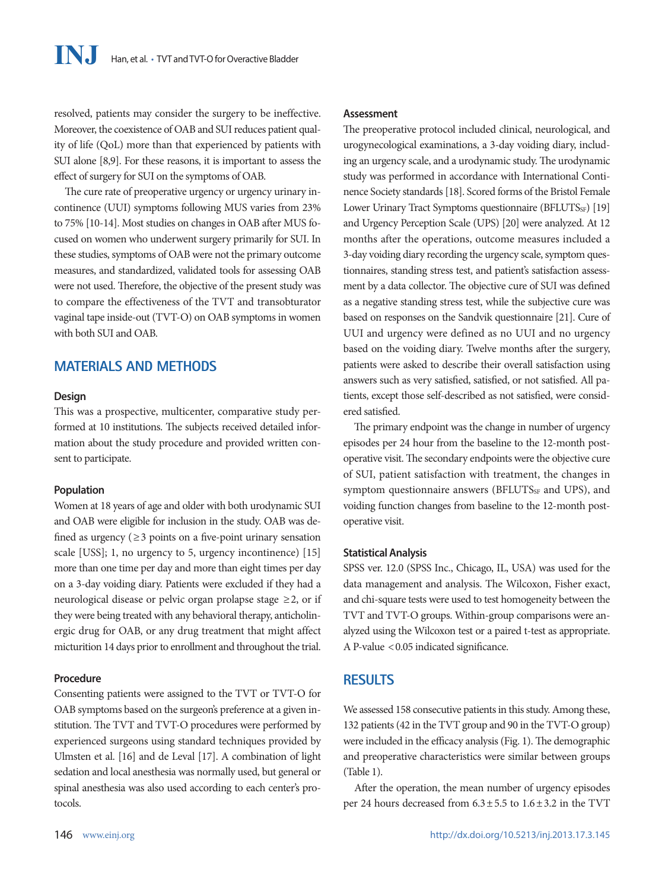resolved, patients may consider the surgery to be ineffective. Moreover, the coexistence of OAB and SUI reduces patient quality of life (QoL) more than that experienced by patients with SUI alone [8,9]. For these reasons, it is important to assess the effect of surgery for SUI on the symptoms of OAB.

The cure rate of preoperative urgency or urgency urinary incontinence (UUI) symptoms following MUS varies from 23% to 75% [10-14]. Most studies on changes in OAB after MUS focused on women who underwent surgery primarily for SUI. In these studies, symptoms of OAB were not the primary outcome measures, and standardized, validated tools for assessing OAB were not used. Therefore, the objective of the present study was to compare the effectiveness of the TVT and transobturator vaginal tape inside-out (TVT-O) on OAB symptoms in women with both SUI and OAB.

## MATERIALS AND METHODS

### Design

This was a prospective, multicenter, comparative study performed at 10 institutions. The subjects received detailed information about the study procedure and provided written consent to participate.

### Population

Women at 18 years of age and older with both urodynamic SUI and OAB were eligible for inclusion in the study. OAB was defined as urgency (≥3 points on a five-point urinary sensation scale [USS]; 1, no urgency to 5, urgency incontinence) [15] more than one time per day and more than eight times per day on a 3-day voiding diary. Patients were excluded if they had a neurological disease or pelvic organ prolapse stage ≥2, or if they were being treated with any behavioral therapy, anticholinergic drug for OAB, or any drug treatment that might affect micturition 14 days prior to enrollment and throughout the trial.

### Procedure

Consenting patients were assigned to the TVT or TVT-O for OAB symptoms based on the surgeon's preference at a given institution. The TVT and TVT-O procedures were performed by experienced surgeons using standard techniques provided by Ulmsten et al. [16] and de Leval [17]. A combination of light sedation and local anesthesia was normally used, but general or spinal anesthesia was also used according to each center's protocols.

### Assessment

The preoperative protocol included clinical, neurological, and urogynecological examinations, a 3-day voiding diary, including an urgency scale, and a urodynamic study. The urodynamic study was performed in accordance with International Continence Society standards [18]. Scored forms of the Bristol Female Lower Urinary Tract Symptoms questionnaire ($BFLUTS_{SF}$) [19] and Urgency Perception Scale (UPS) [20] were analyzed. At 12 months after the operations, outcome measures included a 3-day voiding diary recording the urgency scale, symptom questionnaires, standing stress test, and patient's satisfaction assessment by a data collector. The objective cure of SUI was defined as a negative standing stress test, while the subjective cure was based on responses on the Sandvik questionnaire [21]. Cure of UUI and urgency were defined as no UUI and no urgency based on the voiding diary. Twelve months after the surgery, patients were asked to describe their overall satisfaction using answers such as very satisfied, satisfied, or not satisfied. All patients, except those self-described as not satisfied, were considered satisfied.

The primary endpoint was the change in number of urgency episodes per 24 hour from the baseline to the 12-month postoperative visit. The secondary endpoints were the objective cure of SUI, patient satisfaction with treatment, the changes in symptom questionnaire answers ($BFLUTS_{SF}$ and UPS), and voiding function changes from baseline to the 12-month postoperative visit.

### Statistical Analysis

SPSS ver. 12.0 (SPSS Inc., Chicago, IL, USA) was used for the data management and analysis. The Wilcoxon, Fisher exact, and chi-square tests were used to test homogeneity between the TVT and TVT-O groups. Within-group comparisons were analyzed using the Wilcoxon test or a paired t-test as appropriate. A P-value $<0.05$ indicated significance.

## RESULTS

We assessed 158 consecutive patients in this study. Among these, 132 patients (42 in the TVT group and 90 in the TVT-O group) were included in the efficacy analysis (Fig. 1). The demographic and preoperative characteristics were similar between groups (Table 1).

After the operation, the mean number of urgency episodes per 24 hours decreased from $6.3\pm5.5$ to $1.6\pm3.2$ in the TVT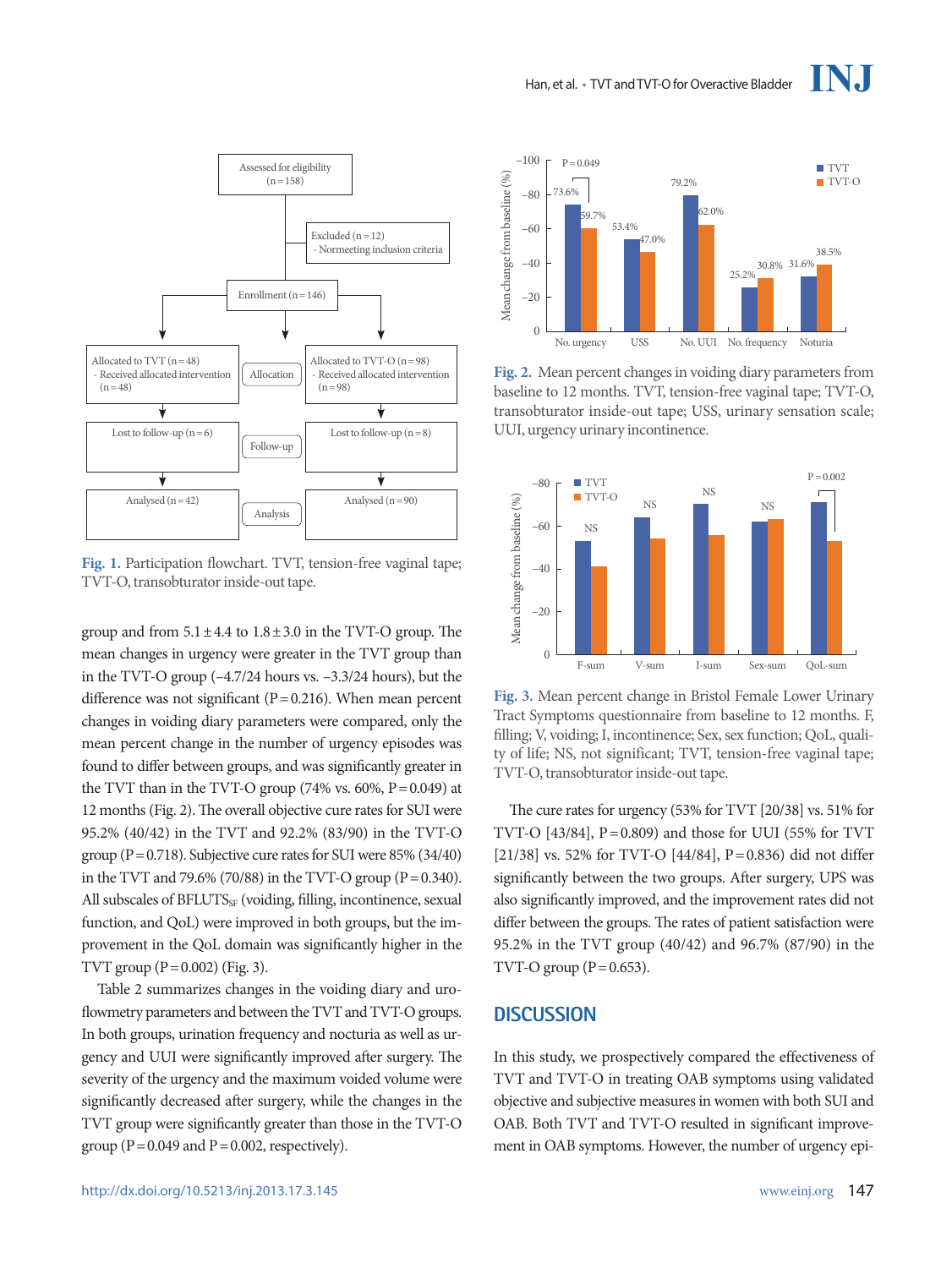Fig. 1. Participation flowchart. TVT, tension-free vaginal tape; TVT-O, transobturator inside-out tape.

group and from 5.1 ± 4.4 to 1.8 ± 3.0 in the TVT-O group. The mean changes in urgency were greater in the TVT group than in the TVT-O group (–4.7/24 hours vs. –3.3/24 hours), but the difference was not significant (P = 0.216). When mean percent changes in voiding diary parameters were compared, only the mean percent change in the number of urgency episodes was found to differ between groups, and was significantly greater in the TVT than in the TVT-O group (74% vs. 60%, P = 0.049) at 12 months (Fig. 2). The overall objective cure rates for SUI were 95.2% (40/42) in the TVT and 92.2% (83/90) in the TVT-O group (P = 0.718). Subjective cure rates for SUI were 85% (34/40) in the TVT and 79.6% (70/88) in the TVT-O group (P = 0.340). All subscales of $BFLUTS_{SF}$ (voiding, filling, incontinence, sexual function, and QoL) were improved in both groups, but the improvement in the QoL domain was significantly higher in the TVT group (P = 0.002) (Fig. 3).

Table 2 summarizes changes in the voiding diary and uroflowmetry parameters and between the TVT and TVT-O groups. In both groups, urination frequency and nocturia as well as urgency and UUI were significantly improved after surgery. The severity of the urgency and the maximum voided volume were significantly decreased after surgery, while the changes in the TVT group were significantly greater than those in the TVT-O group (P = 0.049 and P = 0.002, respectively).

Fig. 2. Mean percent changes in voiding diary parameters from baseline to 12 months. TVT, tension-free vaginal tape; TVT-O, transobturator inside-out tape; USS, urinary sensation scale; UUI, urgency urinary incontinence.

Fig. 3. Mean percent change in Bristol Female Lower Urinary Tract Symptoms questionnaire from baseline to 12 months. F, filling; V, voiding; I, incontinence; Sex, sex function; QoL, quality of life; NS, not significant; TVT, tension-free vaginal tape; TVT-O, transobturator inside-out tape.

The cure rates for urgency (53% for TVT [20/38] vs. 51% for TVT-O [43/84], P = 0.809) and those for UUI (55% for TVT [21/38] vs. 52% for TVT-O [44/84], P = 0.836) did not differ significantly between the two groups. After surgery, UPS was also significantly improved, and the improvement rates did not differ between the groups. The rates of patient satisfaction were 95.2% in the TVT group (40/42) and 96.7% (87/90) in the TVT-O group (P = 0.653).

## DISCUSSION

In this study, we prospectively compared the effectiveness of TVT and TVT-O in treating OAB symptoms using validated objective and subjective measures in women with both SUI and OAB. Both TVT and TVT-O resulted in significant improvement in OAB symptoms. However, the number of urgency epi-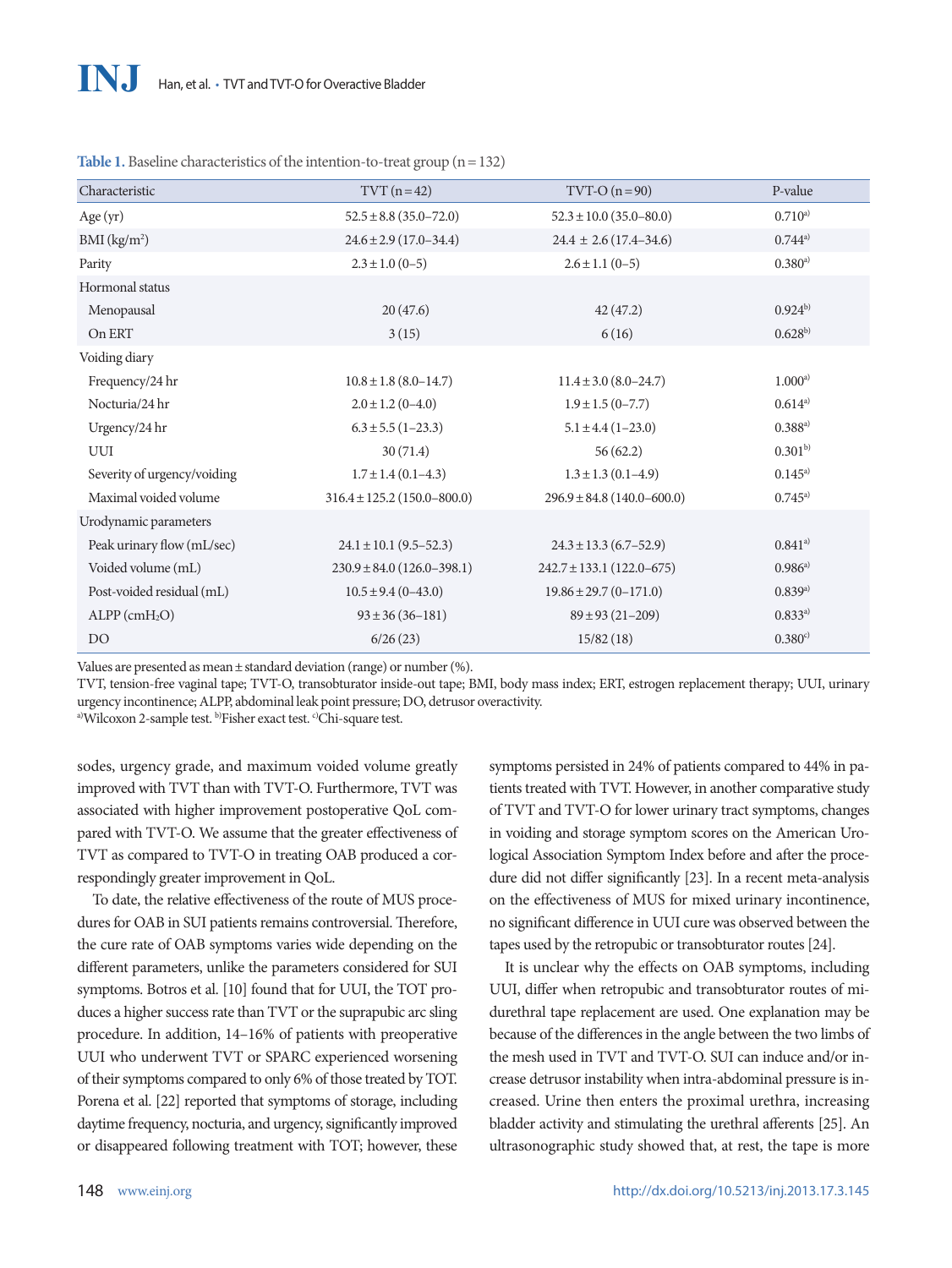**Table 1.** Baseline characteristics of the intention-to-treat group (n = 132)

| Characteristic | TVT (n = 42) | TVT-O (n = 90) | P-value |
|---|---|---|---|
| Age (yr) | 52.5 ± 8.8 (35.0–72.0) | 52.3 ± 10.0 (35.0–80.0) | 0.710[a] |
| BMI (kg/m$^2$) | 24.6 ± 2.9 (17.0–34.4) | 24.4 ± 2.6 (17.4–34.6) | 0.744[a] |
| Parity | 2.3 ± 1.0 (0–5) | 2.6 ± 1.1 (0–5) | 0.380[a] |
| Hormonal status | | | |
| Menopausal | 20 (47.6) | 42 (47.2) | 0.924[b] |
| On ERT | 3 (15) | 6 (16) | 0.628[b] |
| Voiding diary | | | |
| Frequency/24 hr | 10.8 ± 1.8 (8.0–14.7) | 11.4 ± 3.0 (8.0–24.7) | 1.000[a] |
| Nocturia/24 hr | 2.0 ± 1.2 (0–4.0) | 1.9 ± 1.5 (0–7.7) | 0.614[a] |
| Urgency/24 hr | 6.3 ± 5.5 (1–23.3) | 5.1 ± 4.4 (1–23.0) | 0.388[a] |
| UUI | 30 (71.4) | 56 (62.2) | 0.301[b] |
| Severity of urgency/voiding | 1.7 ± 1.4 (0.1–4.3) | 1.3 ± 1.3 (0.1–4.9) | 0.145[a] |
| Maximal voided volume | 316.4 ± 125.2 (150.0–800.0) | 296.9 ± 84.8 (140.0–600.0) | 0.745[a] |
| Urodynamic parameters | | | |
| Peak urinary flow (mL/sec) | 24.1 ± 10.1 (9.5–52.3) | 24.3 ± 13.3 (6.7–52.9) | 0.841[a] |
| Voided volume (mL) | 230.9 ± 84.0 (126.0–398.1) | 242.7 ± 133.1 (122.0–675) | 0.986[a] |
| Post-voided residual (mL) | 10.5 ± 9.4 (0–43.0) | 19.86 ± 29.7 (0–171.0) | 0.839[a] |
| ALPP (cm$H_2O$) | 93 ± 36 (36–181) | 89 ± 93 (21–209) | 0.833[a] |
| DO | 6/26 (23) | 15/82 (18) | 0.380[c] |

Values are presented as mean ± standard deviation (range) or number (%).
TVT, tension-free vaginal tape; TVT-O, transobturator inside-out tape; BMI, body mass index; ERT, estrogen replacement therapy; UUI, urinary urgency incontinence; ALPP, abdominal leak point pressure; DO, detrusor overactivity.
[a]Wilcoxon 2-sample test. [b]Fisher exact test. [c]Chi-square test.

sodes, urgency grade, and maximum voided volume greatly improved with TVT than with TVT-O. Furthermore, TVT was associated with higher improvement postoperative QoL compared with TVT-O. We assume that the greater effectiveness of TVT as compared to TVT-O in treating OAB produced a correspondingly greater improvement in QoL.

To date, the relative effectiveness of the route of MUS procedures for OAB in SUI patients remains controversial. Therefore, the cure rate of OAB symptoms varies wide depending on the different parameters, unlike the parameters considered for SUI symptoms. Botros et al. [10] found that for UUI, the TOT produces a higher success rate than TVT or the suprapubic arc sling procedure. In addition, 14–16% of patients with preoperative UUI who underwent TVT or SPARC experienced worsening of their symptoms compared to only 6% of those treated by TOT. Porena et al. [22] reported that symptoms of storage, including daytime frequency, nocturia, and urgency, significantly improved or disappeared following treatment with TOT; however, these symptoms persisted in 24% of patients compared to 44% in patients treated with TVT. However, in another comparative study of TVT and TVT-O for lower urinary tract symptoms, changes in voiding and storage symptom scores on the American Urological Association Symptom Index before and after the procedure did not differ significantly [23]. In a recent meta-analysis on the effectiveness of MUS for mixed urinary incontinence, no significant difference in UUI cure was observed between the tapes used by the retropubic or transobturator routes [24].

It is unclear why the effects on OAB symptoms, including UUI, differ when retropubic and transobturator routes of midurethral tape replacement are used. One explanation may be because of the differences in the angle between the two limbs of the mesh used in TVT and TVT-O. SUI can induce and/or increase detrusor instability when intra-abdominal pressure is increased. Urine then enters the proximal urethra, increasing bladder activity and stimulating the urethral afferents [25]. An ultrasonographic study showed that, at rest, the tape is more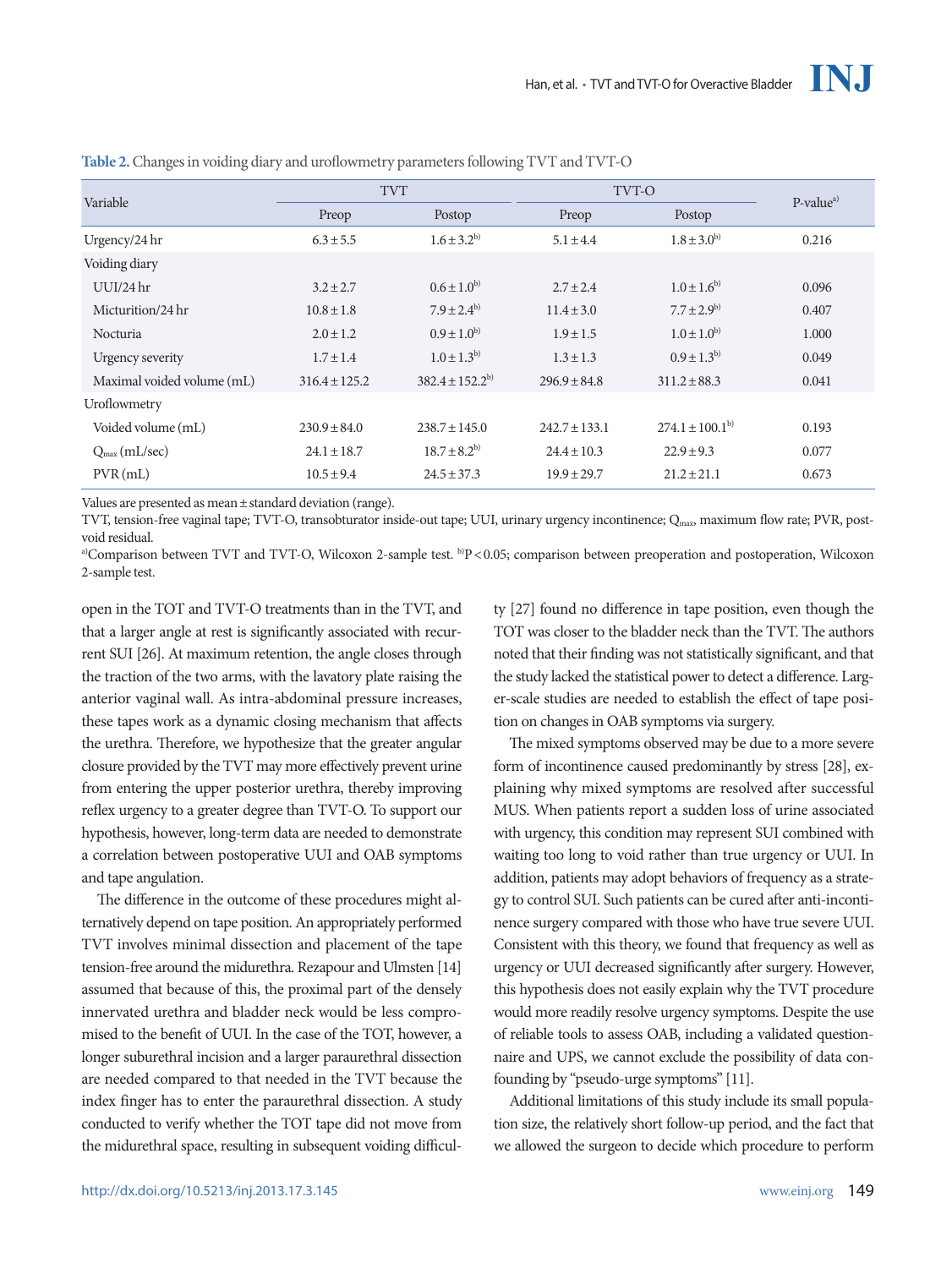**Table 2.** Changes in voiding diary and uroflowmetry parameters following TVT and TVT-O

| Variable | TVT | | TVT-O | | P-value[a] |
|---|---|---|---|---|---|
| | Preop | Postop | Preop | Postop | |
| Urgency/24 hr | 6.3±5.5 | 1.6±3.2[b] | 5.1±4.4 | 1.8±3.0[b] | 0.216 |
| Voiding diary | | | | | |
| UUI/24 hr | 3.2±2.7 | 0.6±1.0[b] | 2.7±2.4 | 1.0±1.6[b] | 0.096 |
| Micturition/24 hr | 10.8±1.8 | 7.9±2.4[b] | 11.4±3.0 | 7.7±2.9[b] | 0.407 |
| Nocturia | 2.0±1.2 | 0.9±1.0[b] | 1.9±1.5 | 1.0±1.0[b] | 1.000 |
| Urgency severity | 1.7±1.4 | 1.0±1.3[b] | 1.3±1.3 | 0.9±1.3[b] | 0.049 |
| Maximal voided volume (mL) | 316.4±125.2 | 382.4±152.2[b] | 296.9±84.8 | 311.2±88.3 | 0.041 |
| Uroflowmetry | | | | | |
| Voided volume (mL) | 230.9±84.0 | 238.7±145.0 | 242.7±133.1 | 274.1±100.1[b] | 0.193 |
| $Q_{max}$ (mL/sec) | 24.1±18.7 | 18.7±8.2[b] | 24.4±10.3 | 22.9±9.3 | 0.077 |
| PVR (mL) | 10.5±9.4 | 24.5±37.3 | 19.9±29.7 | 21.2±21.1 | 0.673 |

Values are presented as mean±standard deviation (range).

TVT, tension-free vaginal tape; TVT-O, transobturator inside-out tape; UUI, urinary urgency incontinence; $Q_{max}$, maximum flow rate; PVR, post-void residual.

[a]Comparison between TVT and TVT-O, Wilcoxon 2-sample test. [b]P<0.05; comparison between preoperation and postoperation, Wilcoxon 2-sample test.

open in the TOT and TVT-O treatments than in the TVT, and that a larger angle at rest is significantly associated with recurrent SUI [26]. At maximum retention, the angle closes through the traction of the two arms, with the lavatory plate raising the anterior vaginal wall. As intra-abdominal pressure increases, these tapes work as a dynamic closing mechanism that affects the urethra. Therefore, we hypothesize that the greater angular closure provided by the TVT may more effectively prevent urine from entering the upper posterior urethra, thereby improving reflex urgency to a greater degree than TVT-O. To support our hypothesis, however, long-term data are needed to demonstrate a correlation between postoperative UUI and OAB symptoms and tape angulation.

The difference in the outcome of these procedures might alternatively depend on tape position. An appropriately performed TVT involves minimal dissection and placement of the tape tension-free around the midurethra. Rezapour and Ulmsten [14] assumed that because of this, the proximal part of the densely innervated urethra and bladder neck would be less compromised to the benefit of UUI. In the case of the TOT, however, a longer suburethral incision and a larger paraurethral dissection are needed compared to that needed in the TVT because the index finger has to enter the paraurethral dissection. A study conducted to verify whether the TOT tape did not move from the midurethral space, resulting in subsequent voiding difficulty [27] found no difference in tape position, even though the TOT was closer to the bladder neck than the TVT. The authors noted that their finding was not statistically significant, and that the study lacked the statistical power to detect a difference. Larger-scale studies are needed to establish the effect of tape position on changes in OAB symptoms via surgery.

The mixed symptoms observed may be due to a more severe form of incontinence caused predominantly by stress [28], explaining why mixed symptoms are resolved after successful MUS. When patients report a sudden loss of urine associated with urgency, this condition may represent SUI combined with waiting too long to void rather than true urgency or UUI. In addition, patients may adopt behaviors of frequency as a strategy to control SUI. Such patients can be cured after anti-incontinence surgery compared with those who have true severe UUI. Consistent with this theory, we found that frequency as well as urgency or UUI decreased significantly after surgery. However, this hypothesis does not easily explain why the TVT procedure would more readily resolve urgency symptoms. Despite the use of reliable tools to assess OAB, including a validated questionnaire and UPS, we cannot exclude the possibility of data confounding by "pseudo-urge symptoms" [11].

Additional limitations of this study include its small population size, the relatively short follow-up period, and the fact that we allowed the surgeon to decide which procedure to perform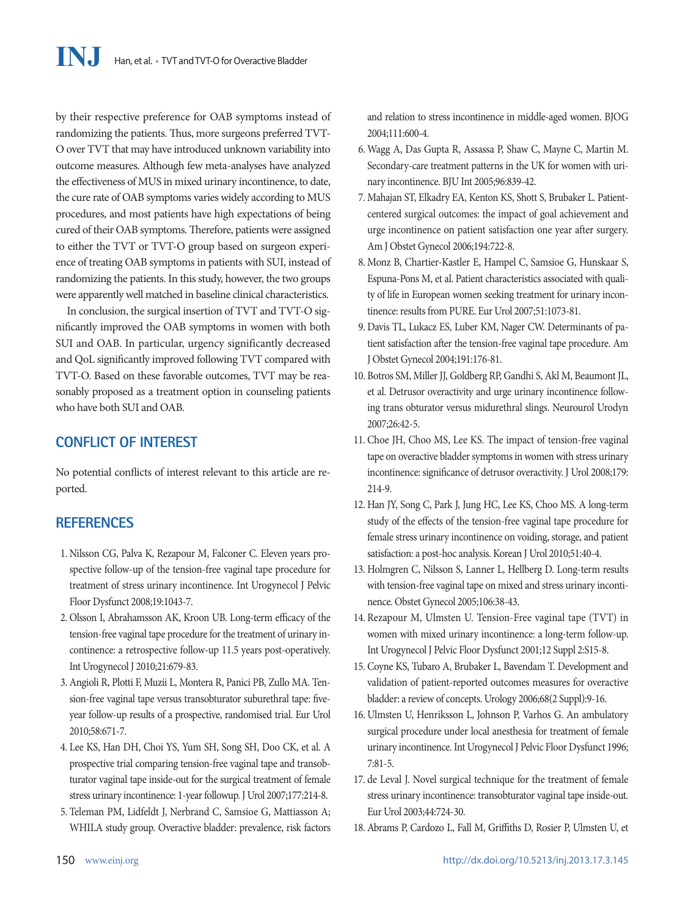by their respective preference for OAB symptoms instead of randomizing the patients. Thus, more surgeons preferred TVT-O over TVT that may have introduced unknown variability into outcome measures. Although few meta-analyses have analyzed the effectiveness of MUS in mixed urinary incontinence, to date, the cure rate of OAB symptoms varies widely according to MUS procedures, and most patients have high expectations of being cured of their OAB symptoms. Therefore, patients were assigned to either the TVT or TVT-O group based on surgeon experience of treating OAB symptoms in patients with SUI, instead of randomizing the patients. In this study, however, the two groups were apparently well matched in baseline clinical characteristics.

In conclusion, the surgical insertion of TVT and TVT-O significantly improved the OAB symptoms in women with both SUI and OAB. In particular, urgency significantly decreased and QoL significantly improved following TVT compared with TVT-O. Based on these favorable outcomes, TVT may be reasonably proposed as a treatment option in counseling patients who have both SUI and OAB.

## CONFLICT OF INTEREST

No potential conflicts of interest relevant to this article are reported.

## REFERENCES

1. Nilsson CG, Palva K, Rezapour M, Falconer C. Eleven years prospective follow-up of the tension-free vaginal tape procedure for treatment of stress urinary incontinence. Int Urogynecol J Pelvic Floor Dysfunct 2008;19:1043-7.
2. Olsson I, Abrahamsson AK, Kroon UB. Long-term efficacy of the tension-free vaginal tape procedure for the treatment of urinary incontinence: a retrospective follow-up 11.5 years post-operatively. Int Urogynecol J 2010;21:679-83.
3. Angioli R, Plotti F, Muzii L, Montera R, Panici PB, Zullo MA. Tension-free vaginal tape versus transobturator suburethral tape: five-year follow-up results of a prospective, randomised trial. Eur Urol 2010;58:671-7.
4. Lee KS, Han DH, Choi YS, Yum SH, Song SH, Doo CK, et al. A prospective trial comparing tension-free vaginal tape and transobturator vaginal tape inside-out for the surgical treatment of female stress urinary incontinence: 1-year followup. J Urol 2007;177:214-8.
5. Teleman PM, Lidfeldt J, Nerbrand C, Samsioe G, Mattiasson A; WHILA study group. Overactive bladder: prevalence, risk factors and relation to stress incontinence in middle-aged women. BJOG 2004;111:600-4.
6. Wagg A, Das Gupta R, Assassa P, Shaw C, Mayne C, Martin M. Secondary-care treatment patterns in the UK for women with urinary incontinence. BJU Int 2005;96:839-42.
7. Mahajan ST, Elkadry EA, Kenton KS, Shott S, Brubaker L. Patient-centered surgical outcomes: the impact of goal achievement and urge incontinence on patient satisfaction one year after surgery. Am J Obstet Gynecol 2006;194:722-8.
8. Monz B, Chartier-Kastler E, Hampel C, Samsioe G, Hunskaar S, Espuna-Pons M, et al. Patient characteristics associated with quality of life in European women seeking treatment for urinary incontinence: results from PURE. Eur Urol 2007;51:1073-81.
9. Davis TL, Lukacz ES, Luber KM, Nager CW. Determinants of patient satisfaction after the tension-free vaginal tape procedure. Am J Obstet Gynecol 2004;191:176-81.
10. Botros SM, Miller JJ, Goldberg RP, Gandhi S, Akl M, Beaumont JL, et al. Detrusor overactivity and urge urinary incontinence following trans obturator versus midurethral slings. Neurourol Urodyn 2007;26:42-5.
11. Choe JH, Choo MS, Lee KS. The impact of tension-free vaginal tape on overactive bladder symptoms in women with stress urinary incontinence: significance of detrusor overactivity. J Urol 2008;179:214-9.
12. Han JY, Song C, Park J, Jung HC, Lee KS, Choo MS. A long-term study of the effects of the tension-free vaginal tape procedure for female stress urinary incontinence on voiding, storage, and patient satisfaction: a post-hoc analysis. Korean J Urol 2010;51:40-4.
13. Holmgren C, Nilsson S, Lanner L, Hellberg D. Long-term results with tension-free vaginal tape on mixed and stress urinary incontinence. Obstet Gynecol 2005;106:38-43.
14. Rezapour M, Ulmsten U. Tension-Free vaginal tape (TVT) in women with mixed urinary incontinence: a long-term follow-up. Int Urogynecol J Pelvic Floor Dysfunct 2001;12 Suppl 2:S15-8.
15. Coyne KS, Tubaro A, Brubaker L, Bavendam T. Development and validation of patient-reported outcomes measures for overactive bladder: a review of concepts. Urology 2006;68(2 Suppl):9-16.
16. Ulmsten U, Henriksson L, Johnson P, Varhos G. An ambulatory surgical procedure under local anesthesia for treatment of female urinary incontinence. Int Urogynecol J Pelvic Floor Dysfunct 1996;7:81-5.
17. de Leval J. Novel surgical technique for the treatment of female stress urinary incontinence: transobturator vaginal tape inside-out. Eur Urol 2003;44:724-30.
18. Abrams P, Cardozo L, Fall M, Griffiths D, Rosier P, Ulmsten U, et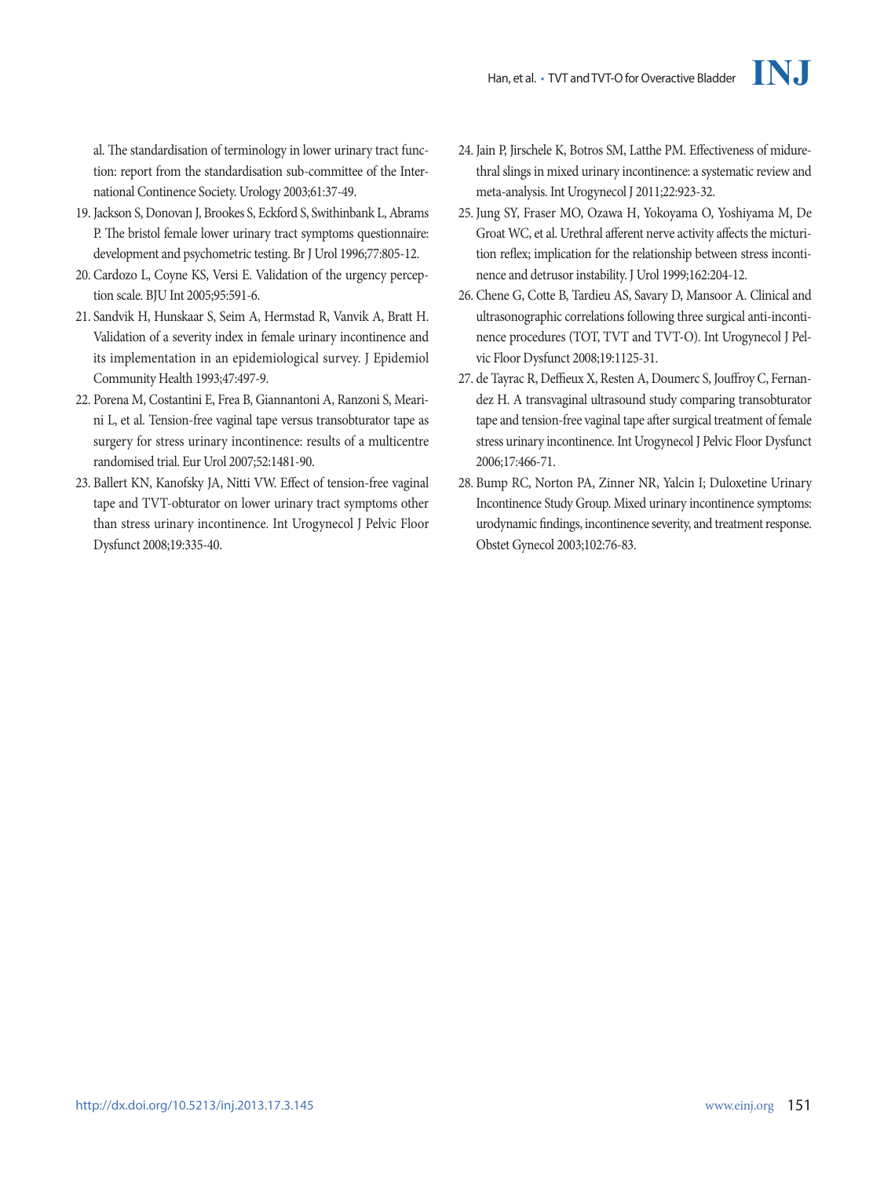al. The standardisation of terminology in lower urinary tract function: report from the standardisation sub-committee of the International Continence Society. Urology 2003;61:37-49.

19. Jackson S, Donovan J, Brookes S, Eckford S, Swithinbank L, Abrams P. The bristol female lower urinary tract symptoms questionnaire: development and psychometric testing. Br J Urol 1996;77:805-12.
20. Cardozo L, Coyne KS, Versi E. Validation of the urgency perception scale. BJU Int 2005;95:591-6.
21. Sandvik H, Hunskaar S, Seim A, Hermstad R, Vanvik A, Bratt H. Validation of a severity index in female urinary incontinence and its implementation in an epidemiological survey. J Epidemiol Community Health 1993;47:497-9.
22. Porena M, Costantini E, Frea B, Giannantoni A, Ranzoni S, Mearini L, et al. Tension-free vaginal tape versus transobturator tape as surgery for stress urinary incontinence: results of a multicentre randomised trial. Eur Urol 2007;52:1481-90.
23. Ballert KN, Kanofsky JA, Nitti VW. Effect of tension-free vaginal tape and TVT-obturator on lower urinary tract symptoms other than stress urinary incontinence. Int Urogynecol J Pelvic Floor Dysfunct 2008;19:335-40.
24. Jain P, Jirschele K, Botros SM, Latthe PM. Effectiveness of midurethral slings in mixed urinary incontinence: a systematic review and meta-analysis. Int Urogynecol J 2011;22:923-32.
25. Jung SY, Fraser MO, Ozawa H, Yokoyama O, Yoshiyama M, De Groat WC, et al. Urethral afferent nerve activity affects the micturition reflex; implication for the relationship between stress incontinence and detrusor instability. J Urol 1999;162:204-12.
26. Chene G, Cotte B, Tardieu AS, Savary D, Mansoor A. Clinical and ultrasonographic correlations following three surgical anti-incontinence procedures (TOT, TVT and TVT-O). Int Urogynecol J Pelvic Floor Dysfunct 2008;19:1125-31.
27. de Tayrac R, Deffieux X, Resten A, Doumerc S, Jouffroy C, Fernandez H. A transvaginal ultrasound study comparing transobturator tape and tension-free vaginal tape after surgical treatment of female stress urinary incontinence. Int Urogynecol J Pelvic Floor Dysfunct 2006;17:466-71.
28. Bump RC, Norton PA, Zinner NR, Yalcin I; Duloxetine Urinary Incontinence Study Group. Mixed urinary incontinence symptoms: urodynamic findings, incontinence severity, and treatment response. Obstet Gynecol 2003;102:76-83.